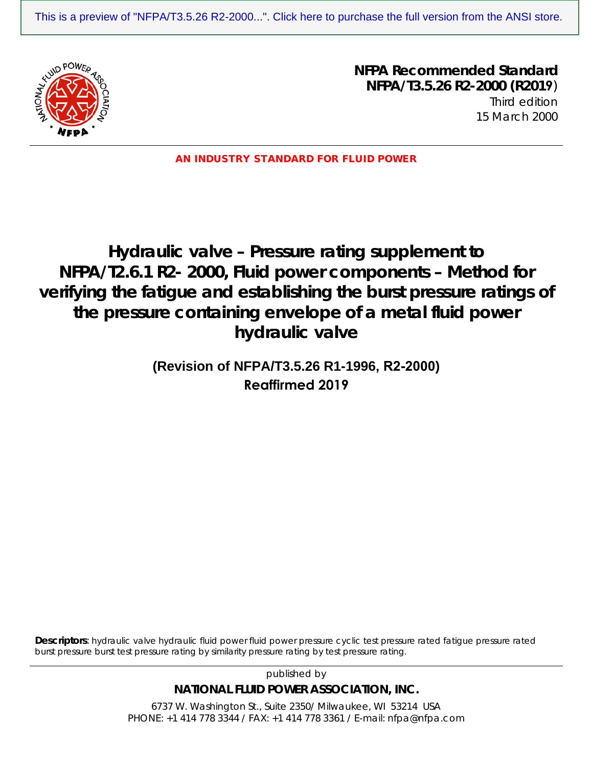This is a preview of "NFPA/T3.5.26 R2-2000...". Click here to purchase the full version from the ANSI store.

**NFPA Recommended Standard**
**NFPA/T3.5.26 R2-2000 (R2019)**
Third edition
15 March 2000

**AN INDUSTRY STANDARD FOR FLUID POWER**

# Hydraulic valve – Pressure rating supplement to NFPA/T2.6.1 R2- 2000, Fluid power components – Method for verifying the fatigue and establishing the burst pressure ratings of the pressure containing envelope of a metal fluid power hydraulic valve

**(Revision of NFPA/T3.5.26 R1-1996, R2-2000)**
**Reaffirmed 2019**

**Descriptors**: hydraulic valve hydraulic fluid power fluid power pressure cyclic test pressure rated fatigue pressure rated burst pressure burst test pressure rating by similarity pressure rating by test pressure rating.

published by

**NATIONAL FLUID POWER ASSOCIATION, INC.**

6737 W. Washington St., Suite 2350/ Milwaukee, WI 53214 USA
PHONE: +1 414 778 3344 / FAX: +1 414 778 3361 / E-mail: nfpa@nfpa.com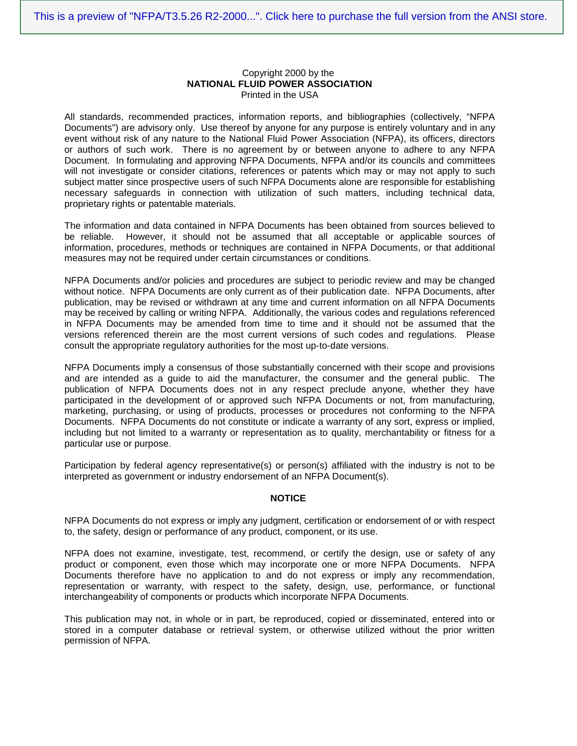Copyright 2000 by the
**NATIONAL FLUID POWER ASSOCIATION**
Printed in the USA

All standards, recommended practices, information reports, and bibliographies (collectively, "NFPA Documents") are advisory only. Use thereof by anyone for any purpose is entirely voluntary and in any event without risk of any nature to the National Fluid Power Association (NFPA), its officers, directors or authors of such work. There is no agreement by or between anyone to adhere to any NFPA Document. In formulating and approving NFPA Documents, NFPA and/or its councils and committees will not investigate or consider citations, references or patents which may or may not apply to such subject matter since prospective users of such NFPA Documents alone are responsible for establishing necessary safeguards in connection with utilization of such matters, including technical data, proprietary rights or patentable materials.

The information and data contained in NFPA Documents has been obtained from sources believed to be reliable. However, it should not be assumed that all acceptable or applicable sources of information, procedures, methods or techniques are contained in NFPA Documents, or that additional measures may not be required under certain circumstances or conditions.

NFPA Documents and/or policies and procedures are subject to periodic review and may be changed without notice. NFPA Documents are only current as of their publication date. NFPA Documents, after publication, may be revised or withdrawn at any time and current information on all NFPA Documents may be received by calling or writing NFPA. Additionally, the various codes and regulations referenced in NFPA Documents may be amended from time to time and it should not be assumed that the versions referenced therein are the most current versions of such codes and regulations. Please consult the appropriate regulatory authorities for the most up-to-date versions.

NFPA Documents imply a consensus of those substantially concerned with their scope and provisions and are intended as a guide to aid the manufacturer, the consumer and the general public. The publication of NFPA Documents does not in any respect preclude anyone, whether they have participated in the development of or approved such NFPA Documents or not, from manufacturing, marketing, purchasing, or using of products, processes or procedures not conforming to the NFPA Documents. NFPA Documents do not constitute or indicate a warranty of any sort, express or implied, including but not limited to a warranty or representation as to quality, merchantability or fitness for a particular use or purpose.

Participation by federal agency representative(s) or person(s) affiliated with the industry is not to be interpreted as government or industry endorsement of an NFPA Document(s).

**NOTICE**

NFPA Documents do not express or imply any judgment, certification or endorsement of or with respect to, the safety, design or performance of any product, component, or its use.

NFPA does not examine, investigate, test, recommend, or certify the design, use or safety of any product or component, even those which may incorporate one or more NFPA Documents. NFPA Documents therefore have no application to and do not express or imply any recommendation, representation or warranty, with respect to the safety, design, use, performance, or functional interchangeability of components or products which incorporate NFPA Documents.

This publication may not, in whole or in part, be reproduced, copied or disseminated, entered into or stored in a computer database or retrieval system, or otherwise utilized without the prior written permission of NFPA.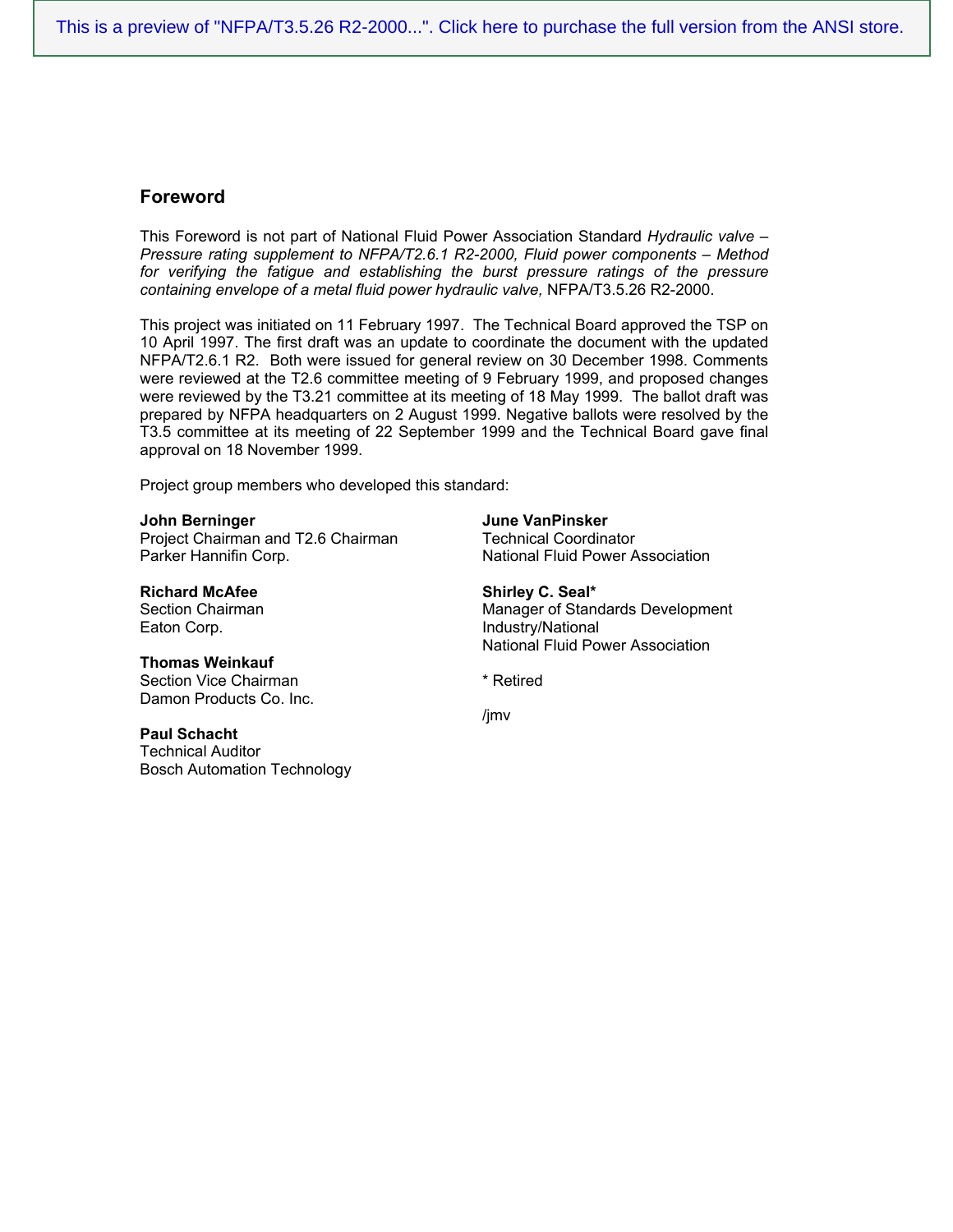## Foreword

This Foreword is not part of National Fluid Power Association Standard *Hydraulic valve – Pressure rating supplement to NFPA/T2.6.1 R2-2000, Fluid power components – Method for verifying the fatigue and establishing the burst pressure ratings of the pressure containing envelope of a metal fluid power hydraulic valve,* NFPA/T3.5.26 R2-2000.

This project was initiated on 11 February 1997. The Technical Board approved the TSP on 10 April 1997. The first draft was an update to coordinate the document with the updated NFPA/T2.6.1 R2. Both were issued for general review on 30 December 1998. Comments were reviewed at the T2.6 committee meeting of 9 February 1999, and proposed changes were reviewed by the T3.21 committee at its meeting of 18 May 1999. The ballot draft was prepared by NFPA headquarters on 2 August 1999. Negative ballots were resolved by the T3.5 committee at its meeting of 22 September 1999 and the Technical Board gave final approval on 18 November 1999.

Project group members who developed this standard:

**John Berninger**
Project Chairman and T2.6 Chairman
Parker Hannifin Corp.

**Richard McAfee**
Section Chairman
Eaton Corp.

**Thomas Weinkauf**
Section Vice Chairman
Damon Products Co. Inc.

**Paul Schacht**
Technical Auditor
Bosch Automation Technology

**June VanPinsker**
Technical Coordinator
National Fluid Power Association

**Shirley C. Seal***
Manager of Standards Development
Industry/National
National Fluid Power Association

* Retired

/jmv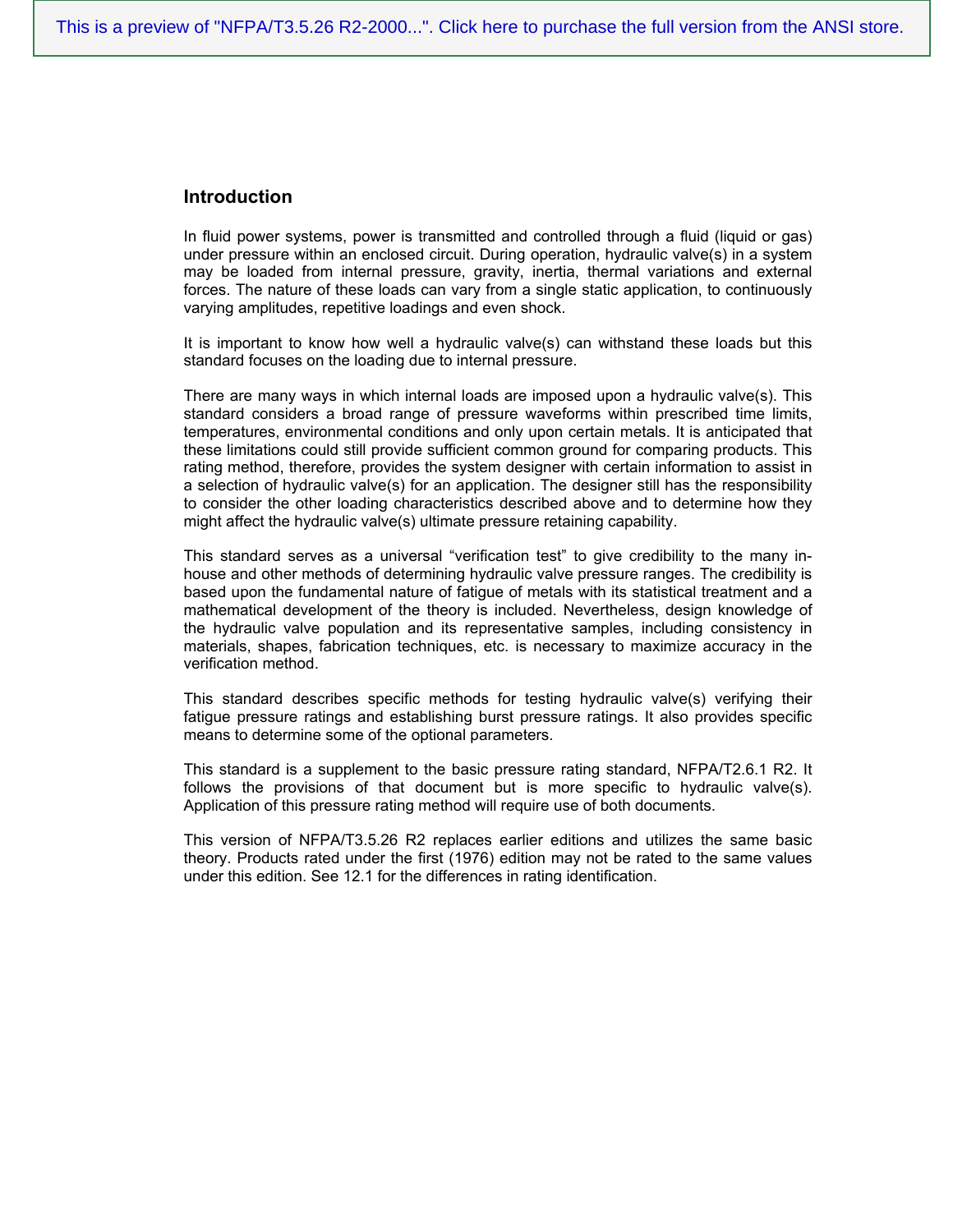## Introduction

In fluid power systems, power is transmitted and controlled through a fluid (liquid or gas) under pressure within an enclosed circuit. During operation, hydraulic valve(s) in a system may be loaded from internal pressure, gravity, inertia, thermal variations and external forces. The nature of these loads can vary from a single static application, to continuously varying amplitudes, repetitive loadings and even shock.

It is important to know how well a hydraulic valve(s) can withstand these loads but this standard focuses on the loading due to internal pressure.

There are many ways in which internal loads are imposed upon a hydraulic valve(s). This standard considers a broad range of pressure waveforms within prescribed time limits, temperatures, environmental conditions and only upon certain metals. It is anticipated that these limitations could still provide sufficient common ground for comparing products. This rating method, therefore, provides the system designer with certain information to assist in a selection of hydraulic valve(s) for an application. The designer still has the responsibility to consider the other loading characteristics described above and to determine how they might affect the hydraulic valve(s) ultimate pressure retaining capability.

This standard serves as a universal "verification test" to give credibility to the many in-house and other methods of determining hydraulic valve pressure ranges. The credibility is based upon the fundamental nature of fatigue of metals with its statistical treatment and a mathematical development of the theory is included. Nevertheless, design knowledge of the hydraulic valve population and its representative samples, including consistency in materials, shapes, fabrication techniques, etc. is necessary to maximize accuracy in the verification method.

This standard describes specific methods for testing hydraulic valve(s) verifying their fatigue pressure ratings and establishing burst pressure ratings. It also provides specific means to determine some of the optional parameters.

This standard is a supplement to the basic pressure rating standard, NFPA/T2.6.1 R2. It follows the provisions of that document but is more specific to hydraulic valve(s). Application of this pressure rating method will require use of both documents.

This version of NFPA/T3.5.26 R2 replaces earlier editions and utilizes the same basic theory. Products rated under the first (1976) edition may not be rated to the same values under this edition. See 12.1 for the differences in rating identification.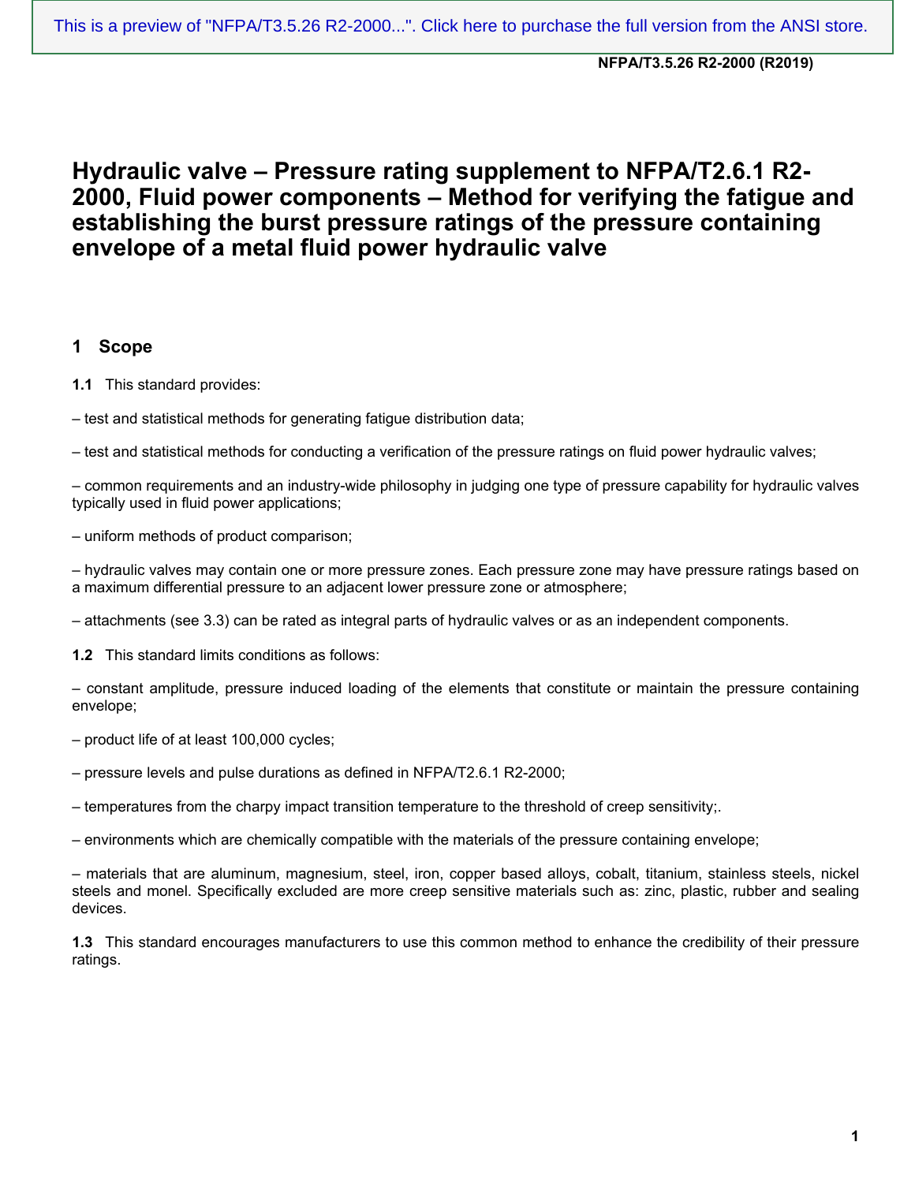# Hydraulic valve – Pressure rating supplement to NFPA/T2.6.1 R2-2000, Fluid power components – Method for verifying the fatigue and establishing the burst pressure ratings of the pressure containing envelope of a metal fluid power hydraulic valve

## 1 Scope

**1.1** This standard provides:

– test and statistical methods for generating fatigue distribution data;

– test and statistical methods for conducting a verification of the pressure ratings on fluid power hydraulic valves;

– common requirements and an industry-wide philosophy in judging one type of pressure capability for hydraulic valves typically used in fluid power applications;

– uniform methods of product comparison;

– hydraulic valves may contain one or more pressure zones. Each pressure zone may have pressure ratings based on a maximum differential pressure to an adjacent lower pressure zone or atmosphere;

– attachments (see 3.3) can be rated as integral parts of hydraulic valves or as an independent components.

**1.2** This standard limits conditions as follows:

– constant amplitude, pressure induced loading of the elements that constitute or maintain the pressure containing envelope;

– product life of at least 100,000 cycles;

– pressure levels and pulse durations as defined in NFPA/T2.6.1 R2-2000;

– temperatures from the charpy impact transition temperature to the threshold of creep sensitivity;.

– environments which are chemically compatible with the materials of the pressure containing envelope;

– materials that are aluminum, magnesium, steel, iron, copper based alloys, cobalt, titanium, stainless steels, nickel steels and monel. Specifically excluded are more creep sensitive materials such as: zinc, plastic, rubber and sealing devices.

**1.3** This standard encourages manufacturers to use this common method to enhance the credibility of their pressure ratings.